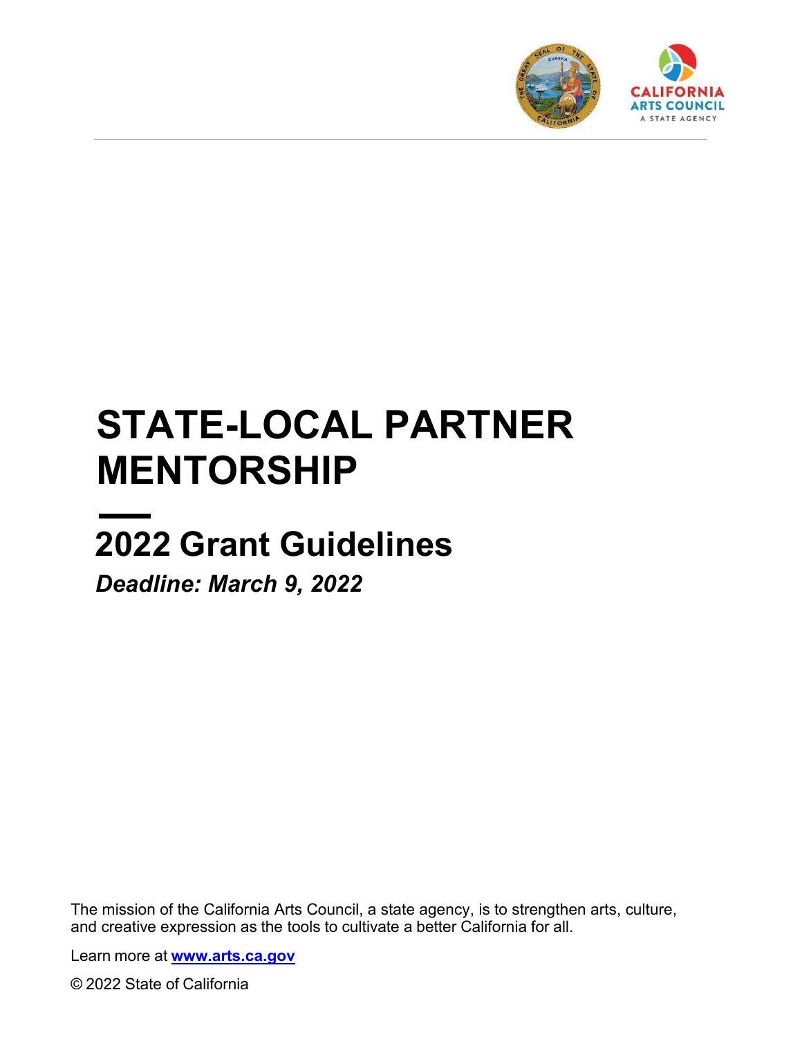# STATE-LOCAL PARTNER MENTORSHIP

## 2022 Grant Guidelines

***Deadline: March 9, 2022***

The mission of the California Arts Council, a state agency, is to strengthen arts, culture, and creative expression as the tools to cultivate a better California for all.

Learn more at **www.arts.ca.gov**

© 2022 State of California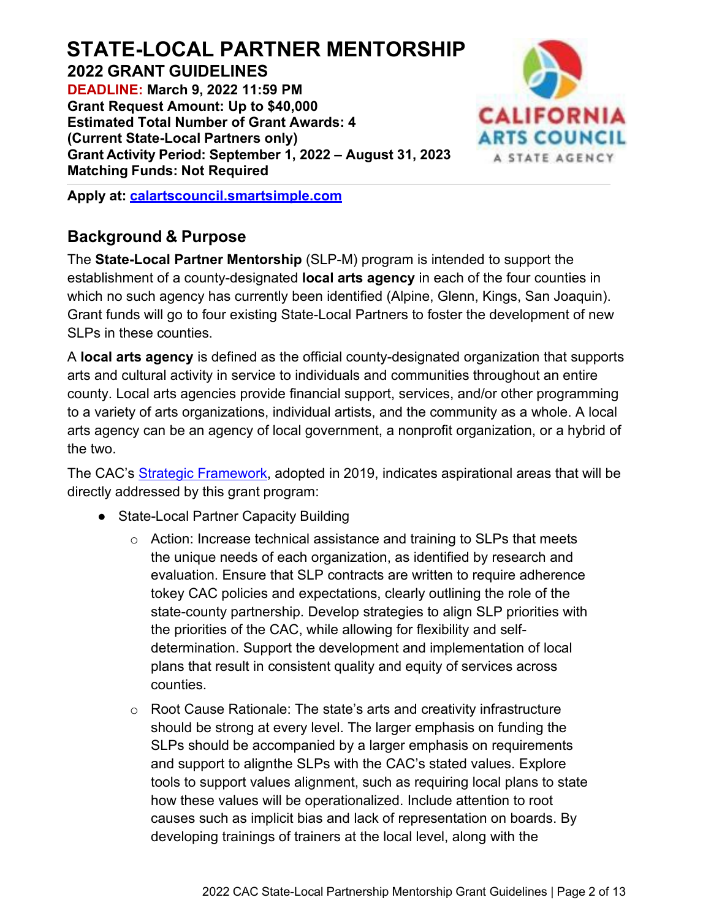# STATE-LOCAL PARTNER MENTORSHIP

## 2022 GRANT GUIDELINES

**DEADLINE: March 9, 2022 11:59 PM**
**Grant Request Amount: Up to $40,000**
**Estimated Total Number of Grant Awards: 4**
**(Current State-Local Partners only)**
**Grant Activity Period: September 1, 2022 – August 31, 2023**
**Matching Funds: Not Required**

**Apply at: [calartscouncil.smartsimple.com](calartscouncil.smartsimple.com)**

## Background & Purpose

The **State-Local Partner Mentorship** (SLP-M) program is intended to support the establishment of a county-designated **local arts agency** in each of the four counties in which no such agency has currently been identified (Alpine, Glenn, Kings, San Joaquin). Grant funds will go to four existing State-Local Partners to foster the development of new SLPs in these counties.

A **local arts agency** is defined as the official county-designated organization that supports arts and cultural activity in service to individuals and communities throughout an entire county. Local arts agencies provide financial support, services, and/or other programming to a variety of arts organizations, individual artists, and the community as a whole. A local arts agency can be an agency of local government, a nonprofit organization, or a hybrid of the two.

The CAC's [Strategic Framework](Strategic Framework), adopted in 2019, indicates aspirational areas that will be directly addressed by this grant program:

- State-Local Partner Capacity Building
  - Action: Increase technical assistance and training to SLPs that meets the unique needs of each organization, as identified by research and evaluation. Ensure that SLP contracts are written to require adherence tokey CAC policies and expectations, clearly outlining the role of the state-county partnership. Develop strategies to align SLP priorities with the priorities of the CAC, while allowing for flexibility and self-determination. Support the development and implementation of local plans that result in consistent quality and equity of services across counties.
  - Root Cause Rationale: The state's arts and creativity infrastructure should be strong at every level. The larger emphasis on funding the SLPs should be accompanied by a larger emphasis on requirements and support to alignthe SLPs with the CAC's stated values. Explore tools to support values alignment, such as requiring local plans to state how these values will be operationalized. Include attention to root causes such as implicit bias and lack of representation on boards. By developing trainings of trainers at the local level, along with the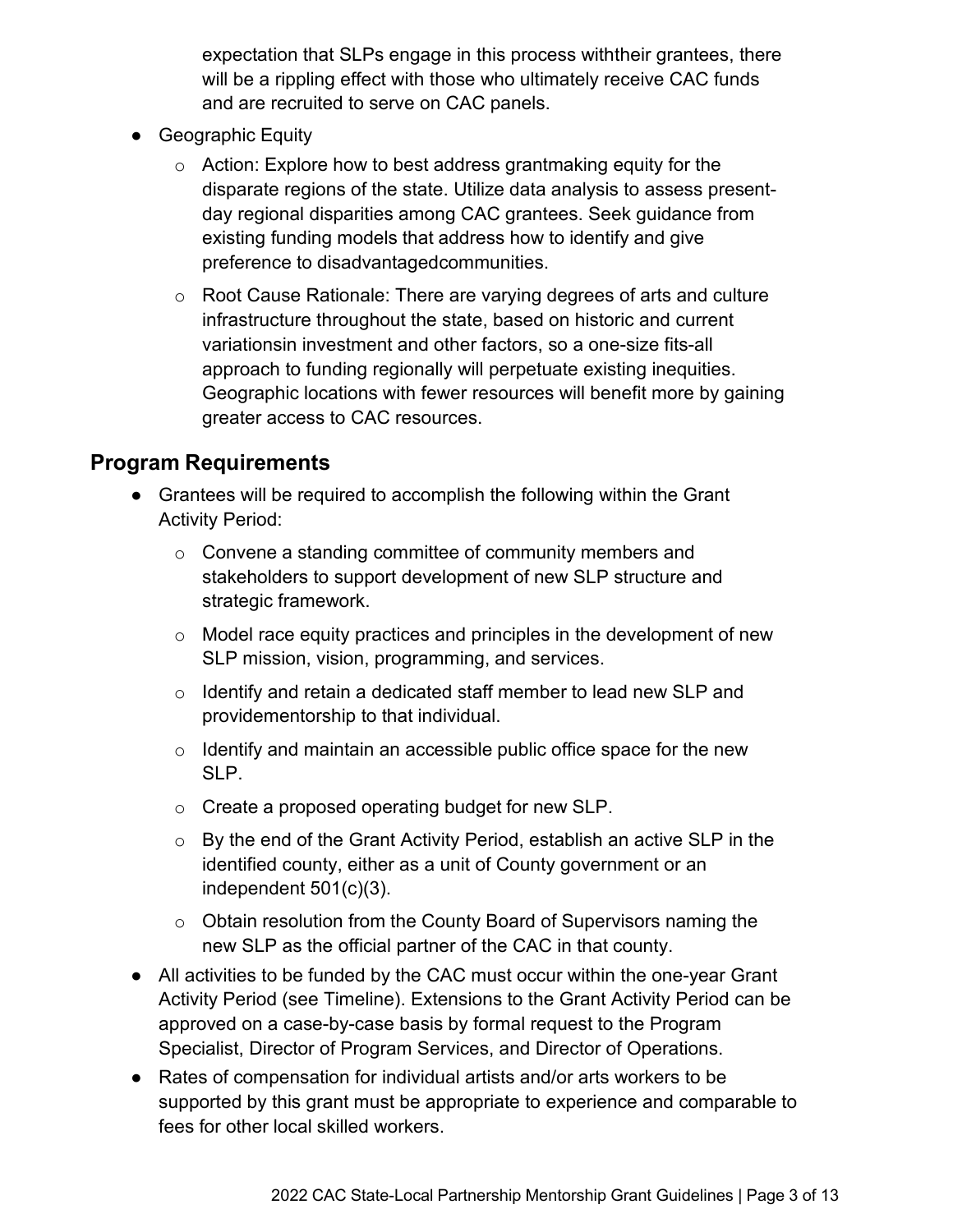expectation that SLPs engage in this process withtheir grantees, there will be a rippling effect with those who ultimately receive CAC funds and are recruited to serve on CAC panels.

- Geographic Equity
  - Action: Explore how to best address grantmaking equity for the disparate regions of the state. Utilize data analysis to assess present-day regional disparities among CAC grantees. Seek guidance from existing funding models that address how to identify and give preference to disadvantagedcommunities.
  - Root Cause Rationale: There are varying degrees of arts and culture infrastructure throughout the state, based on historic and current variationsin investment and other factors, so a one-size fits-all approach to funding regionally will perpetuate existing inequities. Geographic locations with fewer resources will benefit more by gaining greater access to CAC resources.

## Program Requirements

- Grantees will be required to accomplish the following within the Grant Activity Period:
  - Convene a standing committee of community members and stakeholders to support development of new SLP structure and strategic framework.
  - Model race equity practices and principles in the development of new SLP mission, vision, programming, and services.
  - Identify and retain a dedicated staff member to lead new SLP and providementorship to that individual.
  - Identify and maintain an accessible public office space for the new SLP.
  - Create a proposed operating budget for new SLP.
  - By the end of the Grant Activity Period, establish an active SLP in the identified county, either as a unit of County government or an independent 501(c)(3).
  - Obtain resolution from the County Board of Supervisors naming the new SLP as the official partner of the CAC in that county.
- All activities to be funded by the CAC must occur within the one-year Grant Activity Period (see Timeline). Extensions to the Grant Activity Period can be approved on a case-by-case basis by formal request to the Program Specialist, Director of Program Services, and Director of Operations.
- Rates of compensation for individual artists and/or arts workers to be supported by this grant must be appropriate to experience and comparable to fees for other local skilled workers.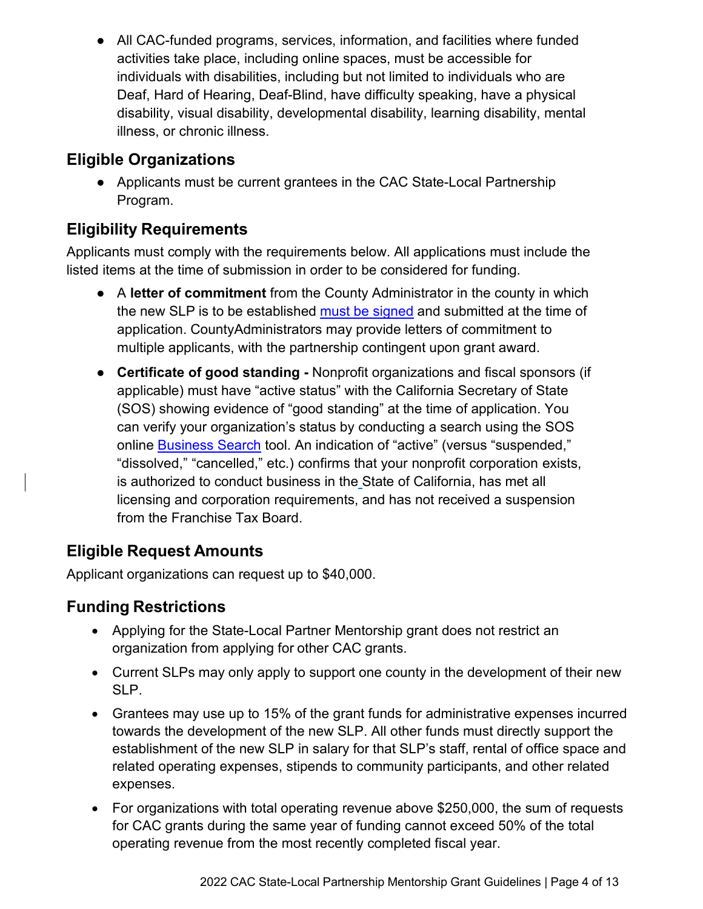- All CAC-funded programs, services, information, and facilities where funded activities take place, including online spaces, must be accessible for individuals with disabilities, including but not limited to individuals who are Deaf, Hard of Hearing, Deaf-Blind, have difficulty speaking, have a physical disability, visual disability, developmental disability, learning disability, mental illness, or chronic illness.

## Eligible Organizations

- Applicants must be current grantees in the CAC State-Local Partnership Program.

## Eligibility Requirements

Applicants must comply with the requirements below. All applications must include the listed items at the time of submission in order to be considered for funding.

- A **letter of commitment** from the County Administrator in the county in which the new SLP is to be established must be signed and submitted at the time of application. CountyAdministrators may provide letters of commitment to multiple applicants, with the partnership contingent upon grant award.
- **Certificate of good standing -** Nonprofit organizations and fiscal sponsors (if applicable) must have "active status" with the California Secretary of State (SOS) showing evidence of "good standing" at the time of application. You can verify your organization's status by conducting a search using the SOS online Business Search tool. An indication of "active" (versus "suspended," "dissolved," "cancelled," etc.) confirms that your nonprofit corporation exists, is authorized to conduct business in the State of California, has met all licensing and corporation requirements, and has not received a suspension from the Franchise Tax Board.

## Eligible Request Amounts

Applicant organizations can request up to $40,000.

## Funding Restrictions

- Applying for the State-Local Partner Mentorship grant does not restrict an organization from applying for other CAC grants.
- Current SLPs may only apply to support one county in the development of their new SLP.
- Grantees may use up to 15% of the grant funds for administrative expenses incurred towards the development of the new SLP. All other funds must directly support the establishment of the new SLP in salary for that SLP's staff, rental of office space and related operating expenses, stipends to community participants, and other related expenses.
- For organizations with total operating revenue above $250,000, the sum of requests for CAC grants during the same year of funding cannot exceed 50% of the total operating revenue from the most recently completed fiscal year.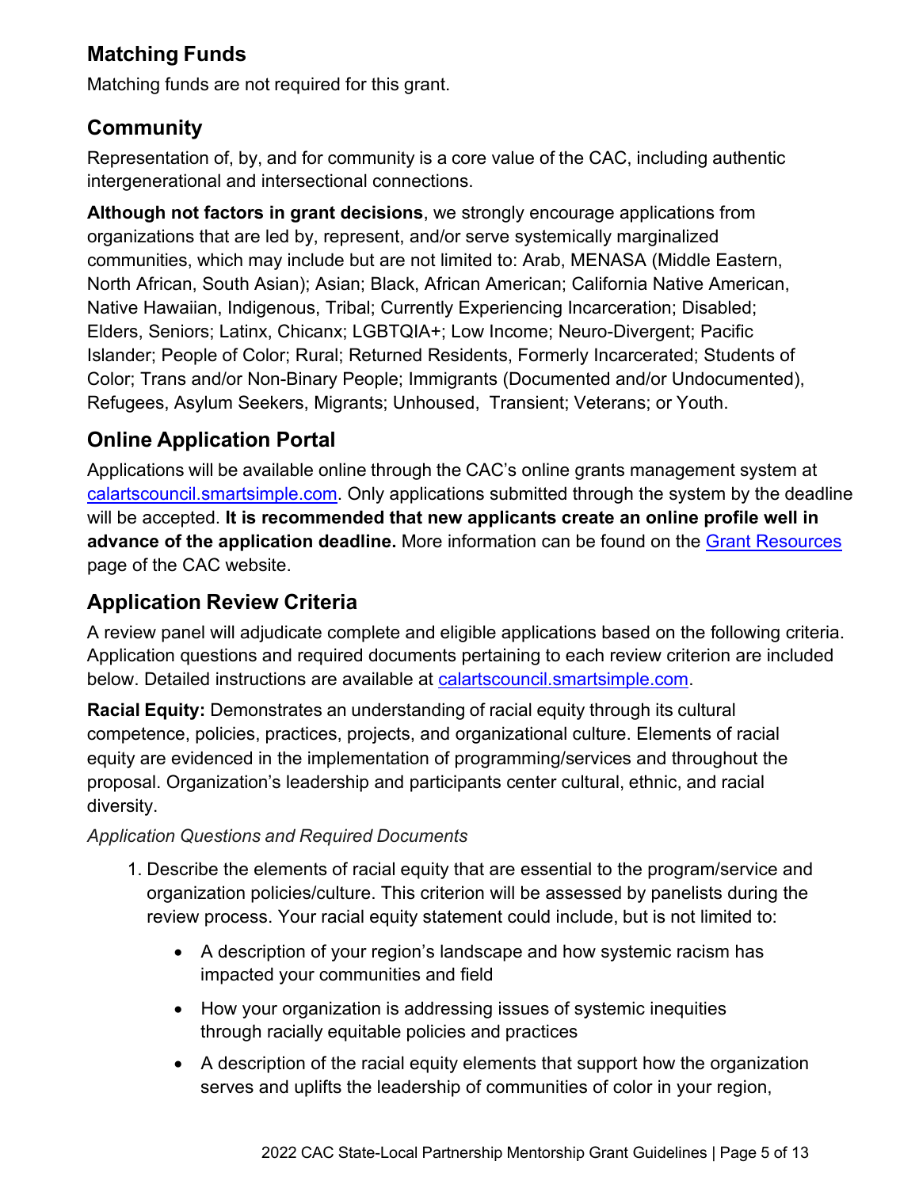## Matching Funds

Matching funds are not required for this grant.

## Community

Representation of, by, and for community is a core value of the CAC, including authentic intergenerational and intersectional connections.

**Although not factors in grant decisions**, we strongly encourage applications from organizations that are led by, represent, and/or serve systemically marginalized communities, which may include but are not limited to: Arab, MENASA (Middle Eastern, North African, South Asian); Asian; Black, African American; California Native American, Native Hawaiian, Indigenous, Tribal; Currently Experiencing Incarceration; Disabled; Elders, Seniors; Latinx, Chicanx; LGBTQIA+; Low Income; Neuro-Divergent; Pacific Islander; People of Color; Rural; Returned Residents, Formerly Incarcerated; Students of Color; Trans and/or Non-Binary People; Immigrants (Documented and/or Undocumented), Refugees, Asylum Seekers, Migrants; Unhoused, Transient; Veterans; or Youth.

## Online Application Portal

Applications will be available online through the CAC's online grants management system at calartscouncil.smartsimple.com. Only applications submitted through the system by the deadline will be accepted. **It is recommended that new applicants create an online profile well in advance of the application deadline.** More information can be found on the Grant Resources page of the CAC website.

## Application Review Criteria

A review panel will adjudicate complete and eligible applications based on the following criteria. Application questions and required documents pertaining to each review criterion are included below. Detailed instructions are available at calartscouncil.smartsimple.com.

**Racial Equity:** Demonstrates an understanding of racial equity through its cultural competence, policies, practices, projects, and organizational culture. Elements of racial equity are evidenced in the implementation of programming/services and throughout the proposal. Organization's leadership and participants center cultural, ethnic, and racial diversity.

*Application Questions and Required Documents*

1. Describe the elements of racial equity that are essential to the program/service and organization policies/culture. This criterion will be assessed by panelists during the review process. Your racial equity statement could include, but is not limited to:
    - A description of your region's landscape and how systemic racism has impacted your communities and field
    - How your organization is addressing issues of systemic inequities through racially equitable policies and practices
    - A description of the racial equity elements that support how the organization serves and uplifts the leadership of communities of color in your region,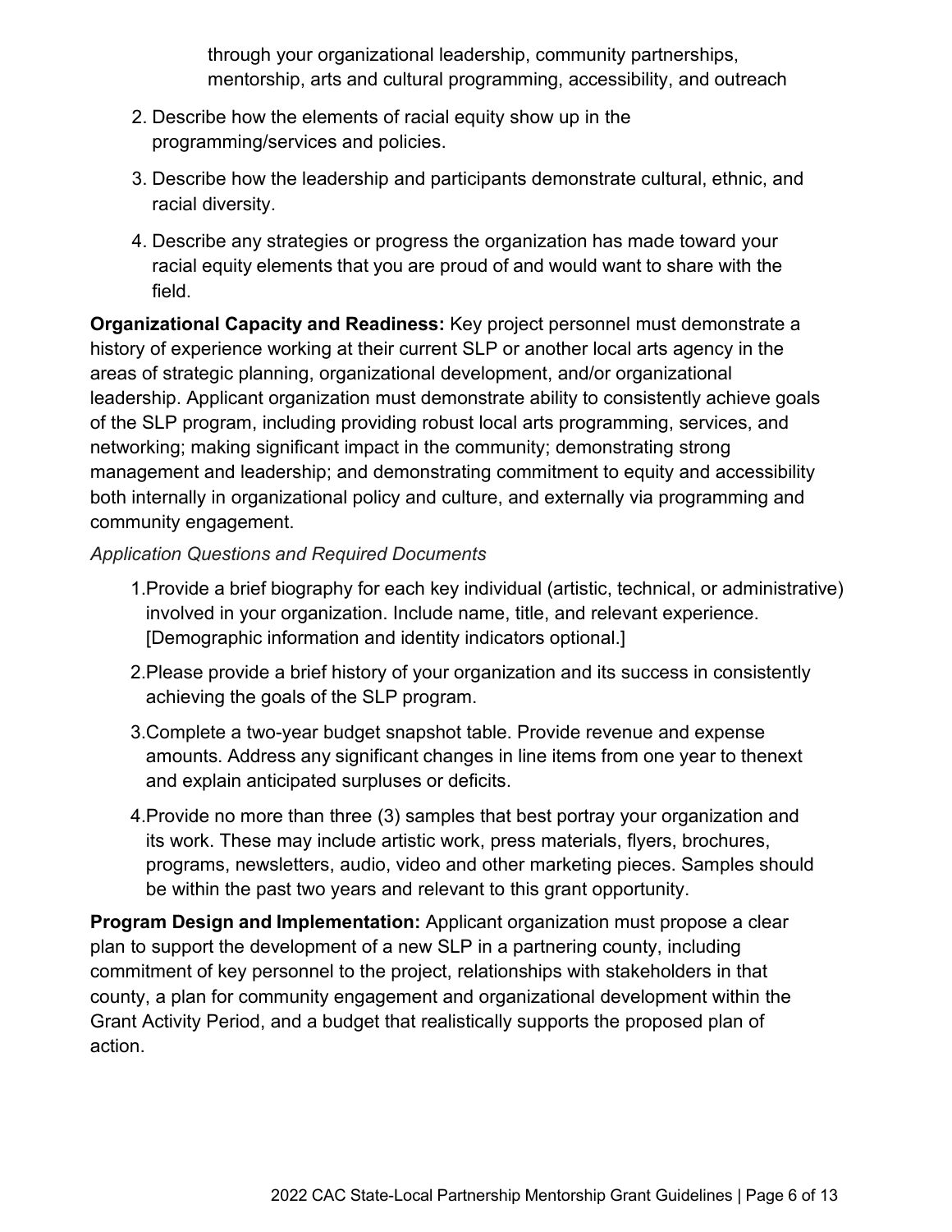through your organizational leadership, community partnerships, mentorship, arts and cultural programming, accessibility, and outreach

2. Describe how the elements of racial equity show up in the programming/services and policies.
3. Describe how the leadership and participants demonstrate cultural, ethnic, and racial diversity.
4. Describe any strategies or progress the organization has made toward your racial equity elements that you are proud of and would want to share with the field.

**Organizational Capacity and Readiness:** Key project personnel must demonstrate a history of experience working at their current SLP or another local arts agency in the areas of strategic planning, organizational development, and/or organizational leadership. Applicant organization must demonstrate ability to consistently achieve goals of the SLP program, including providing robust local arts programming, services, and networking; making significant impact in the community; demonstrating strong management and leadership; and demonstrating commitment to equity and accessibility both internally in organizational policy and culture, and externally via programming and community engagement.

*Application Questions and Required Documents*

1. Provide a brief biography for each key individual (artistic, technical, or administrative) involved in your organization. Include name, title, and relevant experience. [Demographic information and identity indicators optional.]
2. Please provide a brief history of your organization and its success in consistently achieving the goals of the SLP program.
3. Complete a two-year budget snapshot table. Provide revenue and expense amounts. Address any significant changes in line items from one year to thenext and explain anticipated surpluses or deficits.
4. Provide no more than three (3) samples that best portray your organization and its work. These may include artistic work, press materials, flyers, brochures, programs, newsletters, audio, video and other marketing pieces. Samples should be within the past two years and relevant to this grant opportunity.

**Program Design and Implementation:** Applicant organization must propose a clear plan to support the development of a new SLP in a partnering county, including commitment of key personnel to the project, relationships with stakeholders in that county, a plan for community engagement and organizational development within the Grant Activity Period, and a budget that realistically supports the proposed plan of action.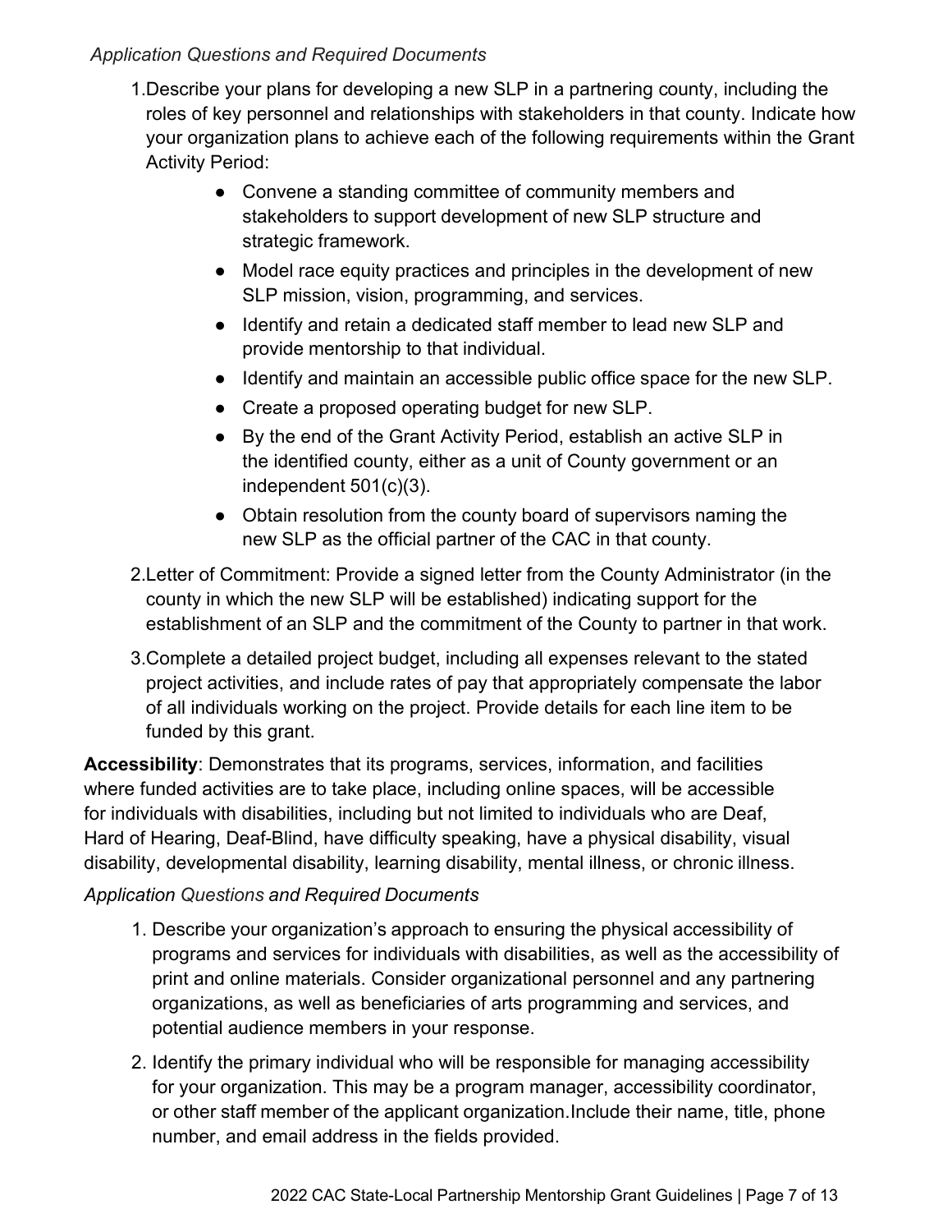*Application Questions and Required Documents*

1. Describe your plans for developing a new SLP in a partnering county, including the roles of key personnel and relationships with stakeholders in that county. Indicate how your organization plans to achieve each of the following requirements within the Grant Activity Period:
    - Convene a standing committee of community members and stakeholders to support development of new SLP structure and strategic framework.
    - Model race equity practices and principles in the development of new SLP mission, vision, programming, and services.
    - Identify and retain a dedicated staff member to lead new SLP and provide mentorship to that individual.
    - Identify and maintain an accessible public office space for the new SLP.
    - Create a proposed operating budget for new SLP.
    - By the end of the Grant Activity Period, establish an active SLP in the identified county, either as a unit of County government or an independent 501(c)(3).
    - Obtain resolution from the county board of supervisors naming the new SLP as the official partner of the CAC in that county.
2. Letter of Commitment: Provide a signed letter from the County Administrator (in the county in which the new SLP will be established) indicating support for the establishment of an SLP and the commitment of the County to partner in that work.
3. Complete a detailed project budget, including all expenses relevant to the stated project activities, and include rates of pay that appropriately compensate the labor of all individuals working on the project. Provide details for each line item to be funded by this grant.

**Accessibility**: Demonstrates that its programs, services, information, and facilities where funded activities are to take place, including online spaces, will be accessible for individuals with disabilities, including but not limited to individuals who are Deaf, Hard of Hearing, Deaf-Blind, have difficulty speaking, have a physical disability, visual disability, developmental disability, learning disability, mental illness, or chronic illness.

*Application Questions and Required Documents*

1. Describe your organization's approach to ensuring the physical accessibility of programs and services for individuals with disabilities, as well as the accessibility of print and online materials. Consider organizational personnel and any partnering organizations, as well as beneficiaries of arts programming and services, and potential audience members in your response.
2. Identify the primary individual who will be responsible for managing accessibility for your organization. This may be a program manager, accessibility coordinator, or other staff member of the applicant organization.Include their name, title, phone number, and email address in the fields provided.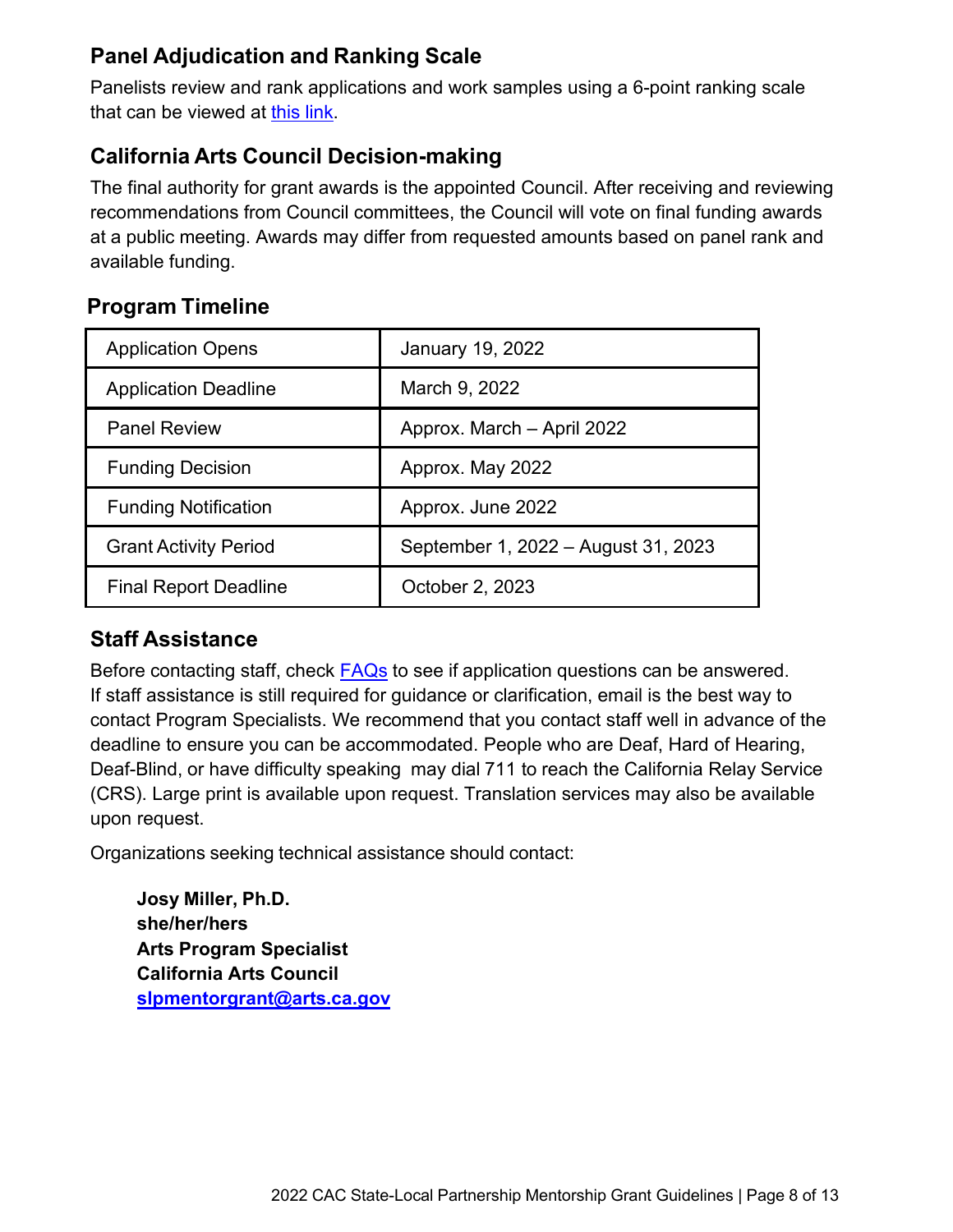## Panel Adjudication and Ranking Scale

Panelists review and rank applications and work samples using a 6-point ranking scale that can be viewed at this link.

## California Arts Council Decision-making

The final authority for grant awards is the appointed Council. After receiving and reviewing recommendations from Council committees, the Council will vote on final funding awards at a public meeting. Awards may differ from requested amounts based on panel rank and available funding.

## Program Timeline

| | |
|---|---|
| Application Opens | January 19, 2022 |
| Application Deadline | March 9, 2022 |
| Panel Review | Approx. March – April 2022 |
| Funding Decision | Approx. May 2022 |
| Funding Notification | Approx. June 2022 |
| Grant Activity Period | September 1, 2022 – August 31, 2023 |
| Final Report Deadline | October 2, 2023 |

## Staff Assistance

Before contacting staff, check FAQs to see if application questions can be answered. If staff assistance is still required for guidance or clarification, email is the best way to contact Program Specialists. We recommend that you contact staff well in advance of the deadline to ensure you can be accommodated. People who are Deaf, Hard of Hearing, Deaf-Blind, or have difficulty speaking may dial 711 to reach the California Relay Service (CRS). Large print is available upon request. Translation services may also be available upon request.

Organizations seeking technical assistance should contact:

**Josy Miller, Ph.D.**
**she/her/hers**
**Arts Program Specialist**
**California Arts Council**
**slpmentorgrant@arts.ca.gov**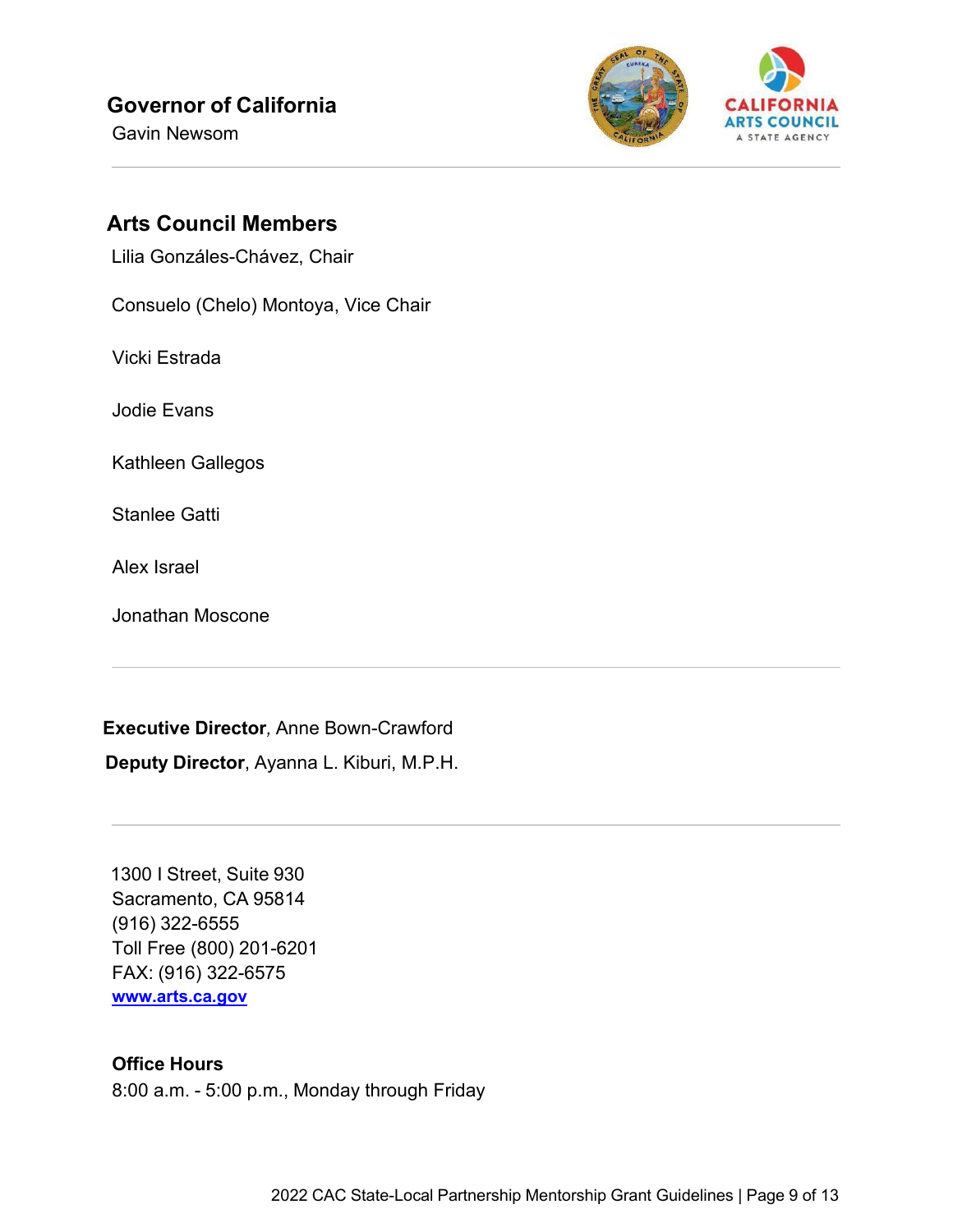## Governor of California

Gavin Newsom

CALIFORNIA ARTS COUNCIL
A STATE AGENCY

---

## Arts Council Members

Lilia Gonzáles-Chávez, Chair

Consuelo (Chelo) Montoya, Vice Chair

Vicki Estrada

Jodie Evans

Kathleen Gallegos

Stanlee Gatti

Alex Israel

Jonathan Moscone

---

**Executive Director**, Anne Bown-Crawford

**Deputy Director**, Ayanna L. Kiburi, M.P.H.

---

1300 I Street, Suite 930
Sacramento, CA 95814
(916) 322-6555
Toll Free (800) 201-6201
FAX: (916) 322-6575
**www.arts.ca.gov**

**Office Hours**
8:00 a.m. - 5:00 p.m., Monday through Friday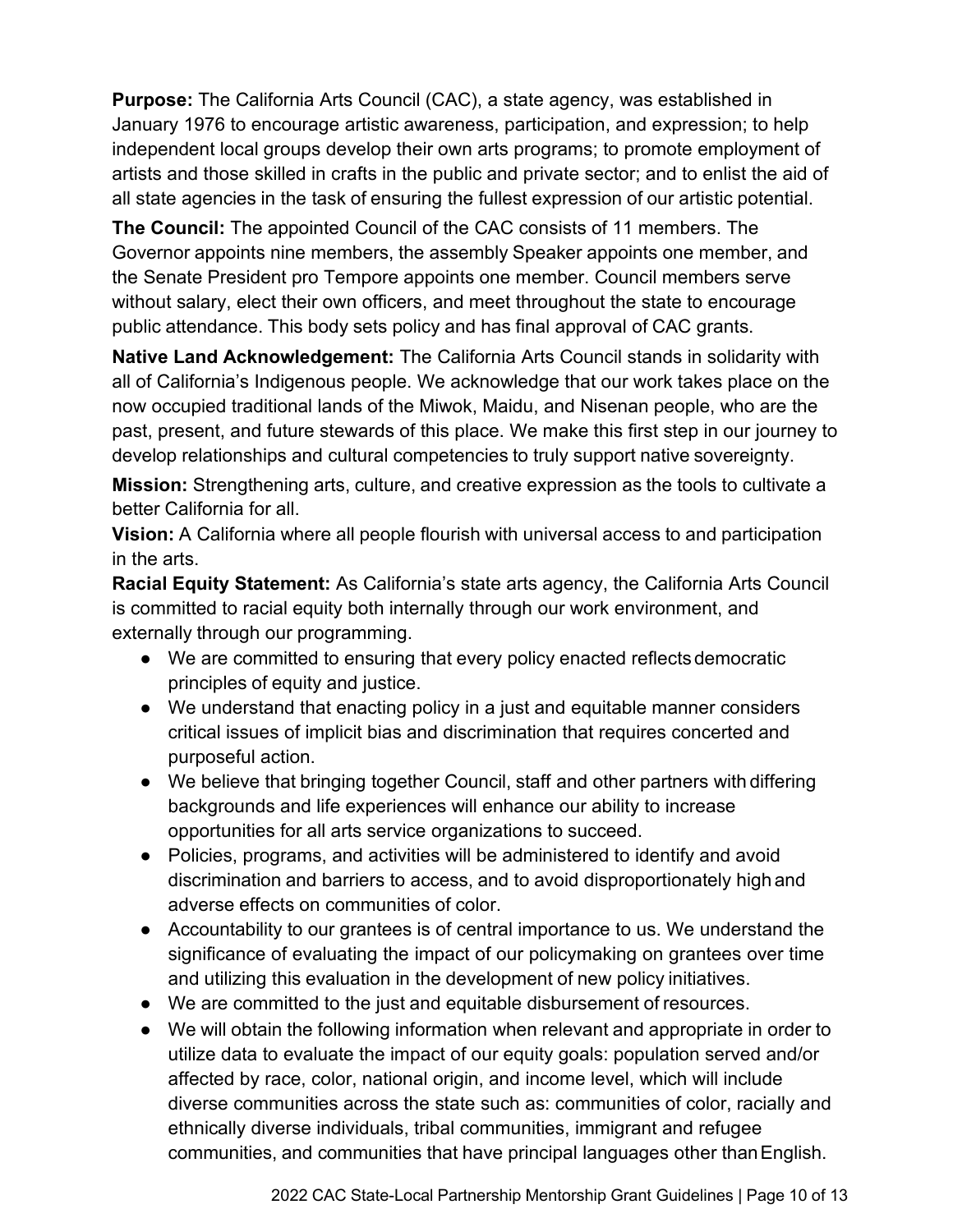**Purpose:** The California Arts Council (CAC), a state agency, was established in January 1976 to encourage artistic awareness, participation, and expression; to help independent local groups develop their own arts programs; to promote employment of artists and those skilled in crafts in the public and private sector; and to enlist the aid of all state agencies in the task of ensuring the fullest expression of our artistic potential.

**The Council:** The appointed Council of the CAC consists of 11 members. The Governor appoints nine members, the assembly Speaker appoints one member, and the Senate President pro Tempore appoints one member. Council members serve without salary, elect their own officers, and meet throughout the state to encourage public attendance. This body sets policy and has final approval of CAC grants.

**Native Land Acknowledgement:** The California Arts Council stands in solidarity with all of California's Indigenous people. We acknowledge that our work takes place on the now occupied traditional lands of the Miwok, Maidu, and Nisenan people, who are the past, present, and future stewards of this place. We make this first step in our journey to develop relationships and cultural competencies to truly support native sovereignty.

**Mission:** Strengthening arts, culture, and creative expression as the tools to cultivate a better California for all.

**Vision:** A California where all people flourish with universal access to and participation in the arts.

**Racial Equity Statement:** As California's state arts agency, the California Arts Council is committed to racial equity both internally through our work environment, and externally through our programming.

- We are committed to ensuring that every policy enacted reflects democratic principles of equity and justice.
- We understand that enacting policy in a just and equitable manner considers critical issues of implicit bias and discrimination that requires concerted and purposeful action.
- We believe that bringing together Council, staff and other partners with differing backgrounds and life experiences will enhance our ability to increase opportunities for all arts service organizations to succeed.
- Policies, programs, and activities will be administered to identify and avoid discrimination and barriers to access, and to avoid disproportionately high and adverse effects on communities of color.
- Accountability to our grantees is of central importance to us. We understand the significance of evaluating the impact of our policymaking on grantees over time and utilizing this evaluation in the development of new policy initiatives.
- We are committed to the just and equitable disbursement of resources.
- We will obtain the following information when relevant and appropriate in order to utilize data to evaluate the impact of our equity goals: population served and/or affected by race, color, national origin, and income level, which will include diverse communities across the state such as: communities of color, racially and ethnically diverse individuals, tribal communities, immigrant and refugee communities, and communities that have principal languages other than English.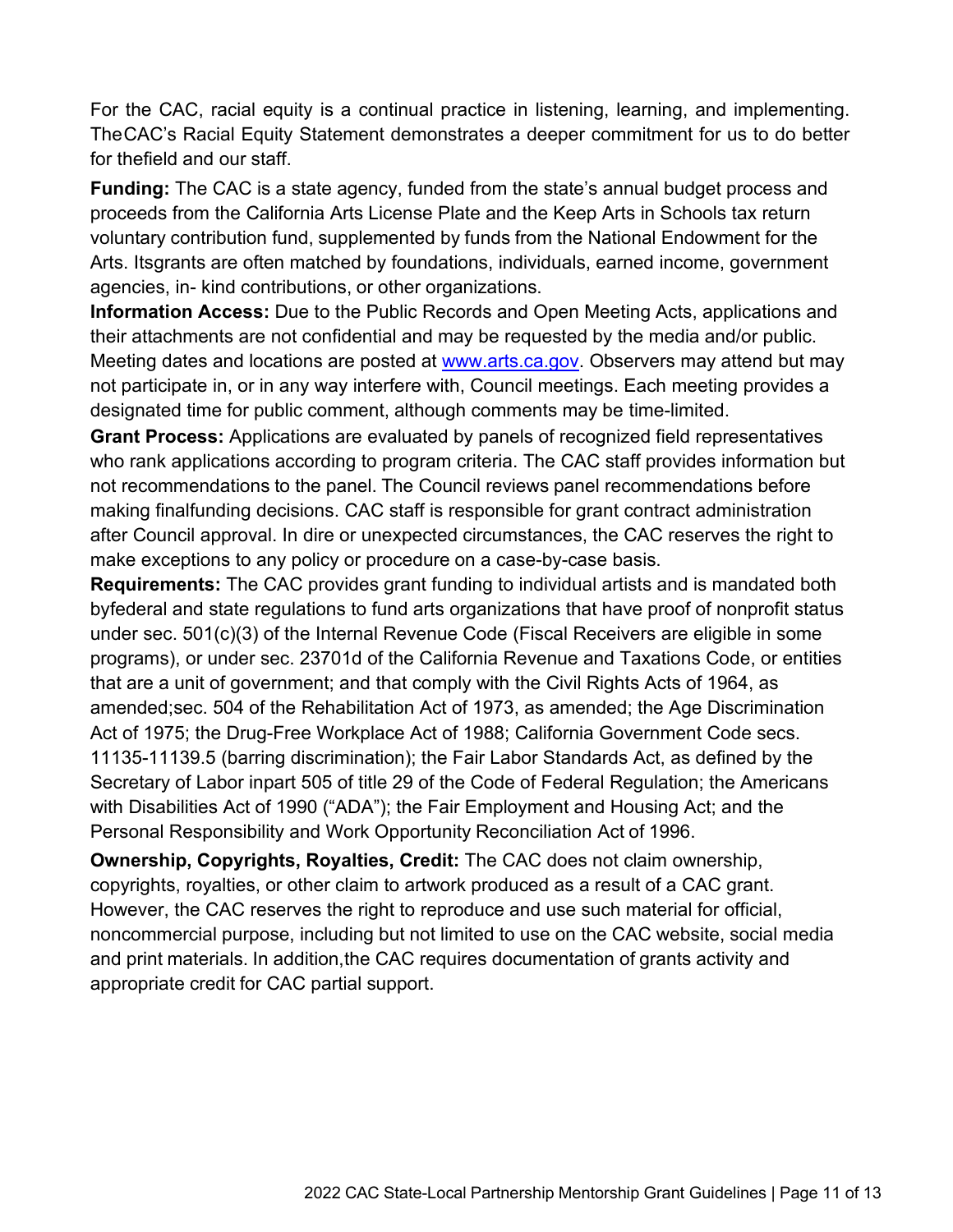For the CAC, racial equity is a continual practice in listening, learning, and implementing. TheCAC's Racial Equity Statement demonstrates a deeper commitment for us to do better for thefield and our staff.

**Funding:** The CAC is a state agency, funded from the state's annual budget process and proceeds from the California Arts License Plate and the Keep Arts in Schools tax return voluntary contribution fund, supplemented by funds from the National Endowment for the Arts. Itsgrants are often matched by foundations, individuals, earned income, government agencies, in- kind contributions, or other organizations.

**Information Access:** Due to the Public Records and Open Meeting Acts, applications and their attachments are not confidential and may be requested by the media and/or public. Meeting dates and locations are posted at [www.arts.ca.gov](www.arts.ca.gov). Observers may attend but may not participate in, or in any way interfere with, Council meetings. Each meeting provides a designated time for public comment, although comments may be time-limited.

**Grant Process:** Applications are evaluated by panels of recognized field representatives who rank applications according to program criteria. The CAC staff provides information but not recommendations to the panel. The Council reviews panel recommendations before making finalfunding decisions. CAC staff is responsible for grant contract administration after Council approval. In dire or unexpected circumstances, the CAC reserves the right to make exceptions to any policy or procedure on a case-by-case basis.

**Requirements:** The CAC provides grant funding to individual artists and is mandated both byfederal and state regulations to fund arts organizations that have proof of nonprofit status under sec. 501(c)(3) of the Internal Revenue Code (Fiscal Receivers are eligible in some programs), or under sec. 23701d of the California Revenue and Taxations Code, or entities that are a unit of government; and that comply with the Civil Rights Acts of 1964, as amended;sec. 504 of the Rehabilitation Act of 1973, as amended; the Age Discrimination Act of 1975; the Drug-Free Workplace Act of 1988; California Government Code secs. 11135-11139.5 (barring discrimination); the Fair Labor Standards Act, as defined by the Secretary of Labor inpart 505 of title 29 of the Code of Federal Regulation; the Americans with Disabilities Act of 1990 ("ADA"); the Fair Employment and Housing Act; and the Personal Responsibility and Work Opportunity Reconciliation Act of 1996.

**Ownership, Copyrights, Royalties, Credit:** The CAC does not claim ownership, copyrights, royalties, or other claim to artwork produced as a result of a CAC grant. However, the CAC reserves the right to reproduce and use such material for official, noncommercial purpose, including but not limited to use on the CAC website, social media and print materials. In addition,the CAC requires documentation of grants activity and appropriate credit for CAC partial support.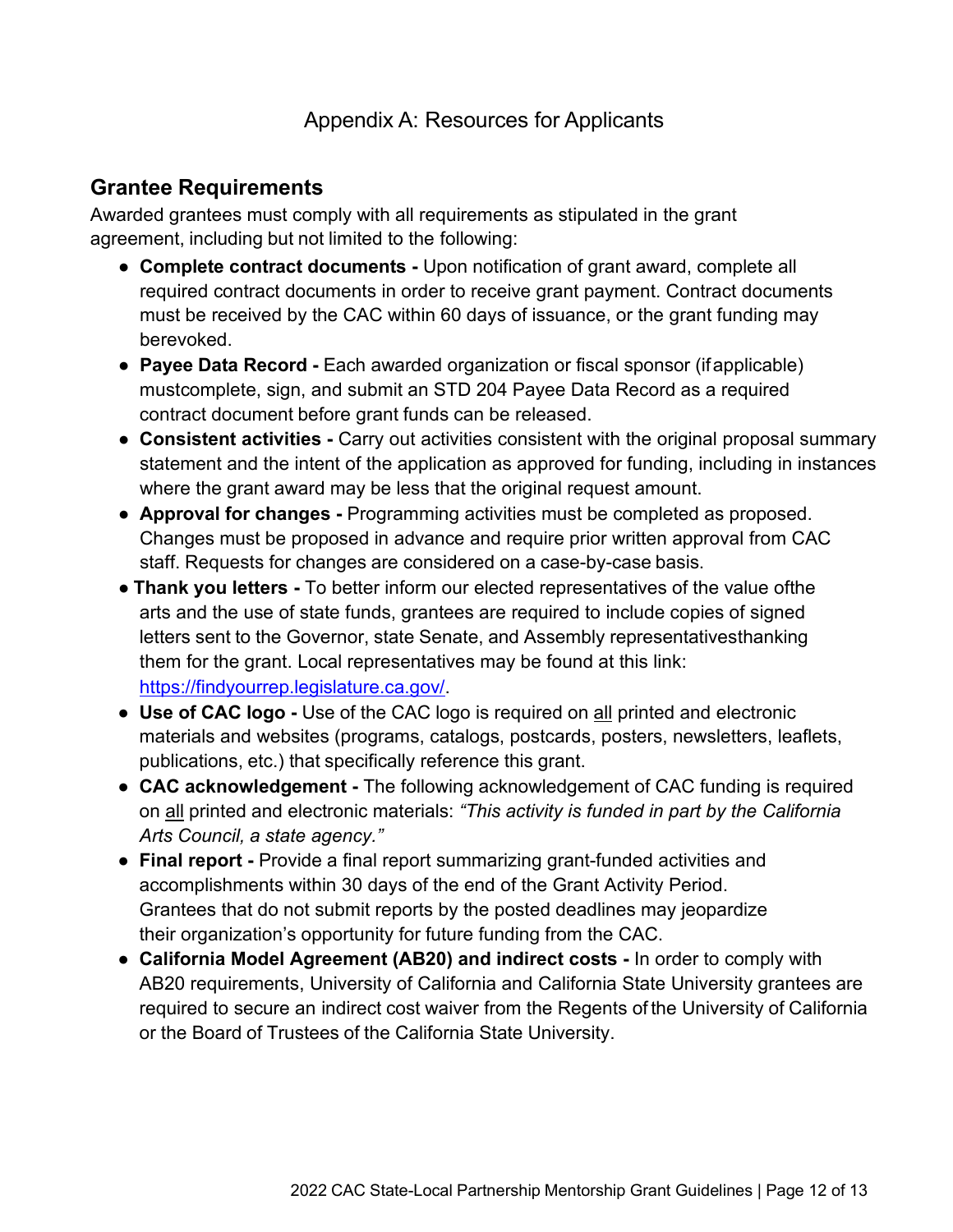Appendix A: Resources for Applicants

## Grantee Requirements

Awarded grantees must comply with all requirements as stipulated in the grant agreement, including but not limited to the following:

- **Complete contract documents -** Upon notification of grant award, complete all required contract documents in order to receive grant payment. Contract documents must be received by the CAC within 60 days of issuance, or the grant funding may berevoked.
- **Payee Data Record -** Each awarded organization or fiscal sponsor (ifapplicable) mustcomplete, sign, and submit an STD 204 Payee Data Record as a required contract document before grant funds can be released.
- **Consistent activities -** Carry out activities consistent with the original proposal summary statement and the intent of the application as approved for funding, including in instances where the grant award may be less that the original request amount.
- **Approval for changes -** Programming activities must be completed as proposed. Changes must be proposed in advance and require prior written approval from CAC staff. Requests for changes are considered on a case-by-case basis.
- **Thank you letters -** To better inform our elected representatives of the value ofthe arts and the use of state funds, grantees are required to include copies of signed letters sent to the Governor, state Senate, and Assembly representativesthanking them for the grant. Local representatives may be found at this link: https://findyourrep.legislature.ca.gov/.
- **Use of CAC logo -** Use of the CAC logo is required on <u>all</u> printed and electronic materials and websites (programs, catalogs, postcards, posters, newsletters, leaflets, publications, etc.) that specifically reference this grant.
- **CAC acknowledgement -** The following acknowledgement of CAC funding is required on <u>all</u> printed and electronic materials: *"This activity is funded in part by the California Arts Council, a state agency."*
- **Final report -** Provide a final report summarizing grant-funded activities and accomplishments within 30 days of the end of the Grant Activity Period. Grantees that do not submit reports by the posted deadlines may jeopardize their organization's opportunity for future funding from the CAC.
- **California Model Agreement (AB20) and indirect costs -** In order to comply with AB20 requirements, University of California and California State University grantees are required to secure an indirect cost waiver from the Regents of the University of California or the Board of Trustees of the California State University.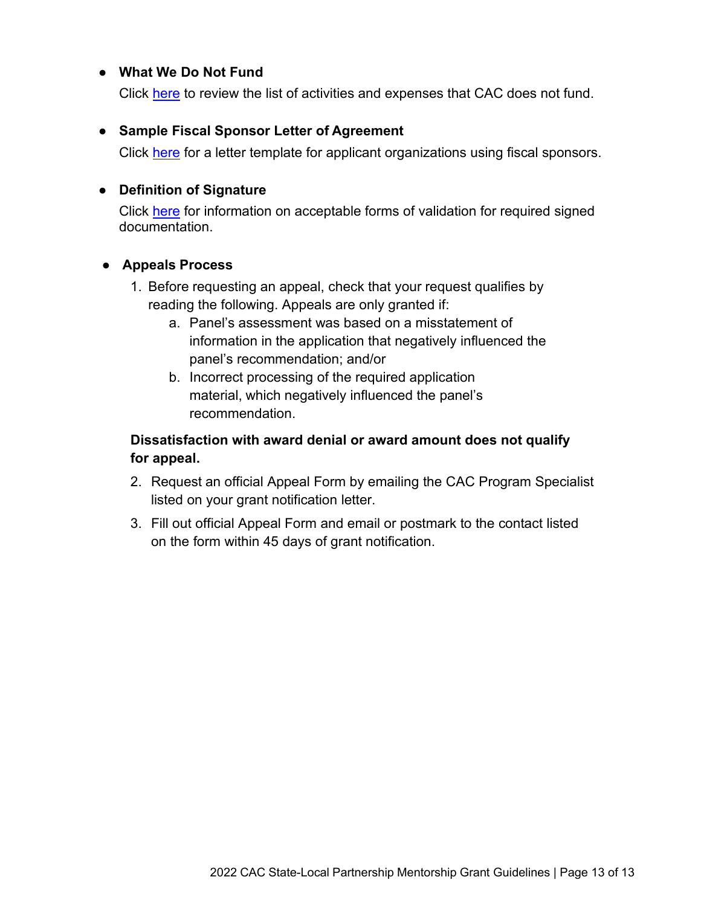- **What We Do Not Fund**

  Click here to review the list of activities and expenses that CAC does not fund.

- **Sample Fiscal Sponsor Letter of Agreement**

  Click here for a letter template for applicant organizations using fiscal sponsors.

- **Definition of Signature**

  Click here for information on acceptable forms of validation for required signed documentation.

- **Appeals Process**

  1. Before requesting an appeal, check that your request qualifies by reading the following. Appeals are only granted if:
     a. Panel's assessment was based on a misstatement of information in the application that negatively influenced the panel's recommendation; and/or
     b. Incorrect processing of the required application material, which negatively influenced the panel's recommendation.

  **Dissatisfaction with award denial or award amount does not qualify for appeal.**

  2. Request an official Appeal Form by emailing the CAC Program Specialist listed on your grant notification letter.
  3. Fill out official Appeal Form and email or postmark to the contact listed on the form within 45 days of grant notification.